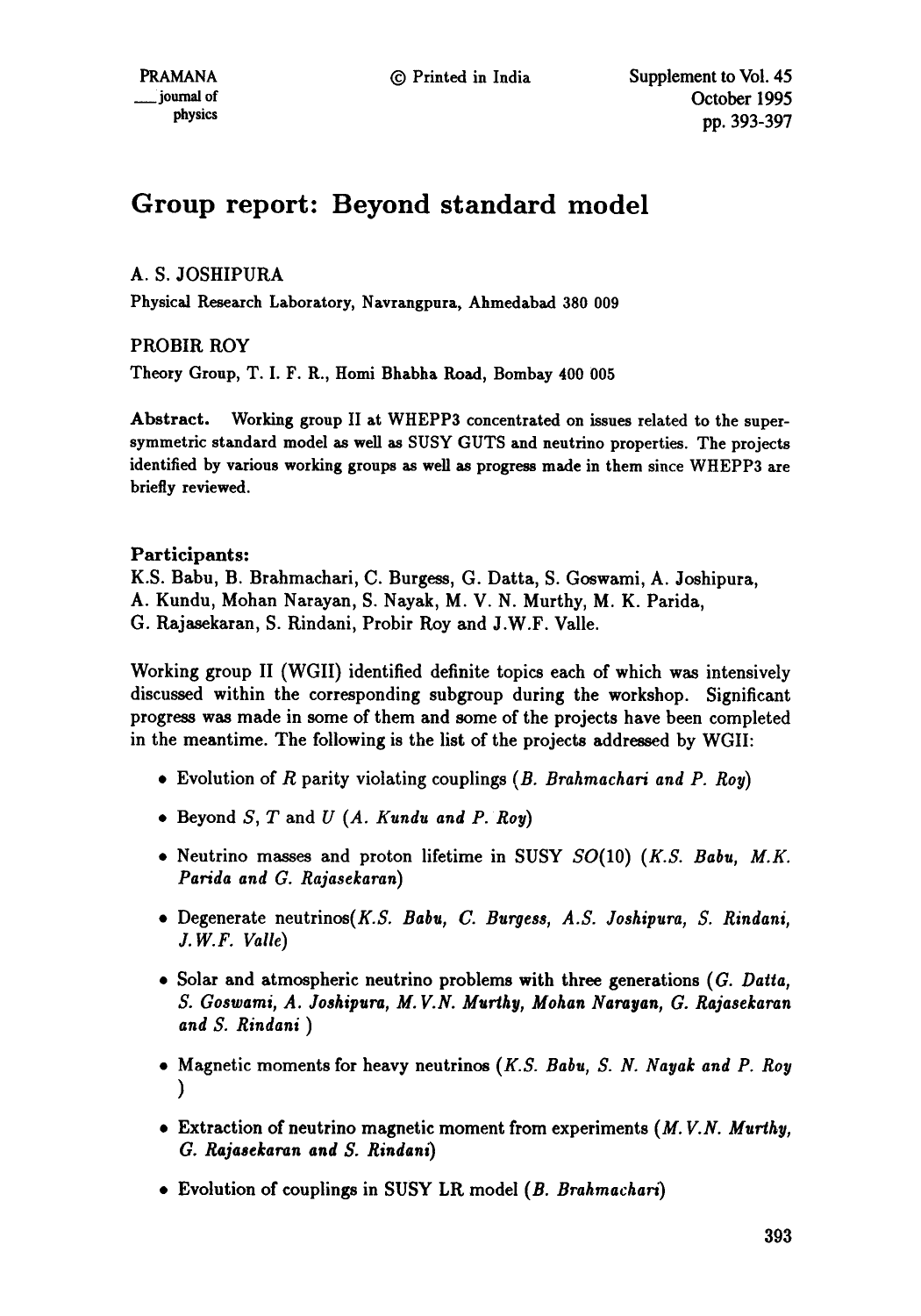# Group report: Beyond standard model

A. S. JOSHIPURA

Physical Research Laboratory, Navrangpura, Ahmedabad 380 009

PROBIR ROY

Theory Group, T. I. F. R., Homi Bhabha Road, Bombay 400 005

**Abstract.** Working group II at WHEPP3 concentrated on issues related to the supersymmetric standard model as well as SUSY GUTS and neutrino properties. The projects identified by various working groups as well as progress made in them since WHEPP3 are briefly reviewed.

**Participants:**
K.S. Babu, B. Brahmachari, C. Burgess, G. Datta, S. Goswami, A. Joshipura, A. Kundu, Mohan Narayan, S. Nayak, M. V. N. Murthy, M. K. Parida, G. Rajasekaran, S. Rindani, Probir Roy and J.W.F. Valle.

Working group II (WGII) identified definite topics each of which was intensively discussed within the corresponding subgroup during the workshop. Significant progress was made in some of them and some of the projects have been completed in the meantime. The following is the list of the projects addressed by WGII:

- Evolution of $R$ parity violating couplings (*B. Brahmachari and P. Roy*)
- Beyond $S$, $T$ and $U$ (*A. Kundu and P. Roy*)
- Neutrino masses and proton lifetime in SUSY $SO(10)$ (*K.S. Babu, M.K. Parida and G. Rajasekaran*)
- Degenerate neutrinos(*K.S. Babu, C. Burgess, A.S. Joshipura, S. Rindani, J.W.F. Valle*)
- Solar and atmospheric neutrino problems with three generations (*G. Datta, S. Goswami, A. Joshipura, M.V.N. Murthy, Mohan Narayan, G. Rajasekaran and S. Rindani* )
- Magnetic moments for heavy neutrinos (*K.S. Babu, S. N. Nayak and P. Roy* )
- Extraction of neutrino magnetic moment from experiments (*M.V.N. Murthy, G. Rajasekaran and S. Rindani*)
- Evolution of couplings in SUSY LR model (*B. Brahmachari*)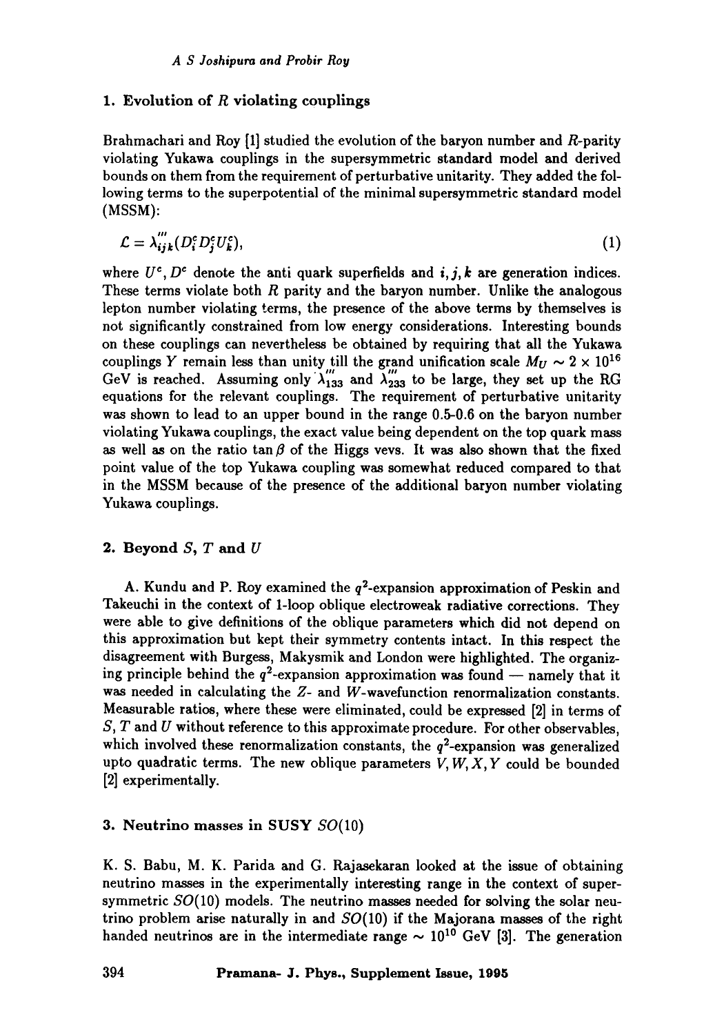## 1. Evolution of $R$ violating couplings

Brahmachari and Roy [1] studied the evolution of the baryon number and $R$-parity violating Yukawa couplings in the supersymmetric standard model and derived bounds on them from the requirement of perturbative unitarity. They added the following terms to the superpotential of the minimal supersymmetric standard model (MSSM):

$$\mathcal{L} = \lambda'''_{ijk}(D^c_i D^c_j U^c_k), \tag{1}$$

where $U^c, D^c$ denote the anti quark superfields and $i, j, k$ are generation indices. These terms violate both $R$ parity and the baryon number. Unlike the analogous lepton number violating terms, the presence of the above terms by themselves is not significantly constrained from low energy considerations. Interesting bounds on these couplings can nevertheless be obtained by requiring that all the Yukawa couplings $Y$ remain less than unity till the grand unification scale $M_U \sim 2 \times 10^{16}$ GeV is reached. Assuming only $\lambda'''_{133}$ and $\lambda'''_{233}$ to be large, they set up the RG equations for the relevant couplings. The requirement of perturbative unitarity was shown to lead to an upper bound in the range 0.5-0.6 on the baryon number violating Yukawa couplings, the exact value being dependent on the top quark mass as well as on the ratio $\tan\beta$ of the Higgs vevs. It was also shown that the fixed point value of the top Yukawa coupling was somewhat reduced compared to that in the MSSM because of the presence of the additional baryon number violating Yukawa couplings.

## 2. Beyond $S$, $T$ and $U$

A. Kundu and P. Roy examined the $q^2$-expansion approximation of Peskin and Takeuchi in the context of 1-loop oblique electroweak radiative corrections. They were able to give definitions of the oblique parameters which did not depend on this approximation but kept their symmetry contents intact. In this respect the disagreement with Burgess, Makysmik and London were highlighted. The organizing principle behind the $q^2$-expansion approximation was found — namely that it was needed in calculating the $Z$- and $W$-wavefunction renormalization constants. Measurable ratios, where these were eliminated, could be expressed [2] in terms of $S$, $T$ and $U$ without reference to this approximate procedure. For other observables, which involved these renormalization constants, the $q^2$-expansion was generalized upto quadratic terms. The new oblique parameters $V, W, X, Y$ could be bounded [2] experimentally.

## 3. Neutrino masses in SUSY $SO(10)$

K. S. Babu, M. K. Parida and G. Rajasekaran looked at the issue of obtaining neutrino masses in the experimentally interesting range in the context of supersymmetric $SO(10)$ models. The neutrino masses needed for solving the solar neutrino problem arise naturally in and $SO(10)$ if the Majorana masses of the right handed neutrinos are in the intermediate range $\sim 10^{10}$ GeV [3]. The generation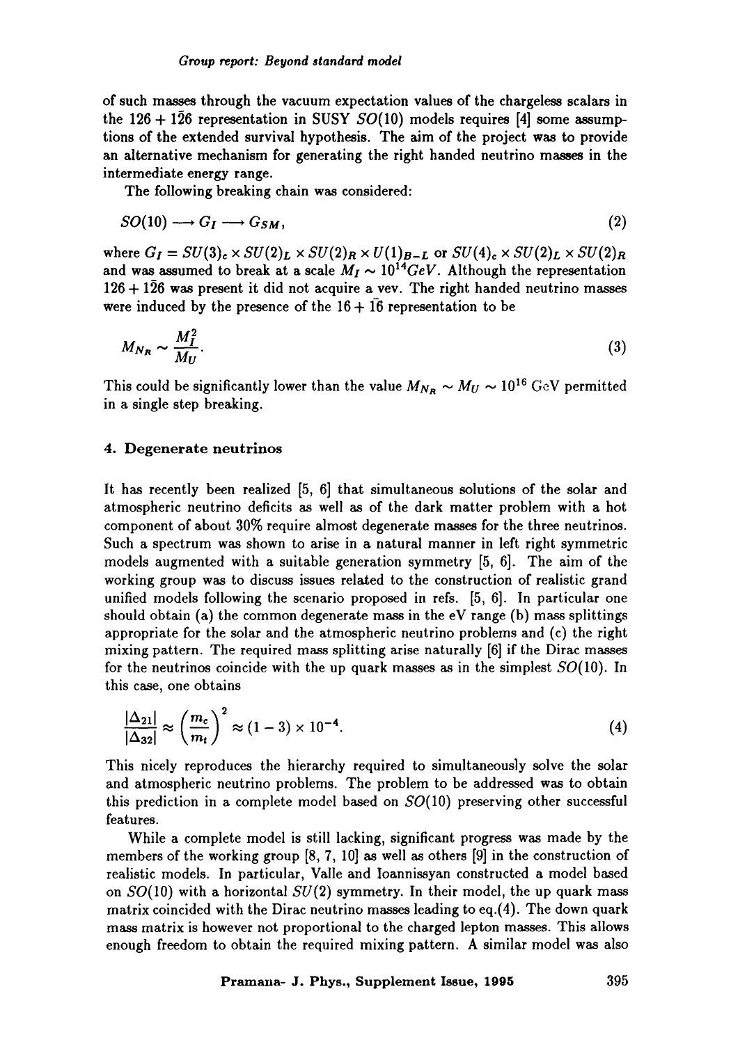of such masses through the vacuum expectation values of the chargeless scalars in the $126 + \overline{126}$ representation in SUSY $SO(10)$ models requires [4] some assumptions of the extended survival hypothesis. The aim of the project was to provide an alternative mechanism for generating the right handed neutrino masses in the intermediate energy range.

The following breaking chain was considered:

$$SO(10) \longrightarrow G_I \longrightarrow G_{SM}, \tag{2}$$

where $G_I = SU(3)_c \times SU(2)_L \times SU(2)_R \times U(1)_{B-L}$ or $SU(4)_c \times SU(2)_L \times SU(2)_R$ and was assumed to break at a scale $M_I \sim 10^{14} GeV$. Although the representation $126 + \overline{126}$ was present it did not acquire a vev. The right handed neutrino masses were induced by the presence of the $16 + \overline{16}$ representation to be

$$M_{N_R} \sim \frac{M_I^2}{M_U}. \tag{3}$$

This could be significantly lower than the value $M_{N_R} \sim M_U \sim 10^{16}$ GeV permitted in a single step breaking.

## 4. Degenerate neutrinos

It has recently been realized [5, 6] that simultaneous solutions of the solar and atmospheric neutrino deficits as well as of the dark matter problem with a hot component of about 30% require almost degenerate masses for the three neutrinos. Such a spectrum was shown to arise in a natural manner in left right symmetric models augmented with a suitable generation symmetry [5, 6]. The aim of the working group was to discuss issues related to the construction of realistic grand unified models following the scenario proposed in refs. [5, 6]. In particular one should obtain (a) the common degenerate mass in the eV range (b) mass splittings appropriate for the solar and the atmospheric neutrino problems and (c) the right mixing pattern. The required mass splitting arise naturally [6] if the Dirac masses for the neutrinos coincide with the up quark masses as in the simplest $SO(10)$. In this case, one obtains

$$\frac{|\Delta_{21}|}{|\Delta_{32}|} \approx \left(\frac{m_c}{m_t}\right)^2 \approx (1-3) \times 10^{-4}. \tag{4}$$

This nicely reproduces the hierarchy required to simultaneously solve the solar and atmospheric neutrino problems. The problem to be addressed was to obtain this prediction in a complete model based on $SO(10)$ preserving other successful features.

While a complete model is still lacking, significant progress was made by the members of the working group [8, 7, 10] as well as others [9] in the construction of realistic models. In particular, Valle and Ioannissyan constructed a model based on $SO(10)$ with a horizontal $SU(2)$ symmetry. In their model, the up quark mass matrix coincided with the Dirac neutrino masses leading to eq.(4). The down quark mass matrix is however not proportional to the charged lepton masses. This allows enough freedom to obtain the required mixing pattern. A similar model was also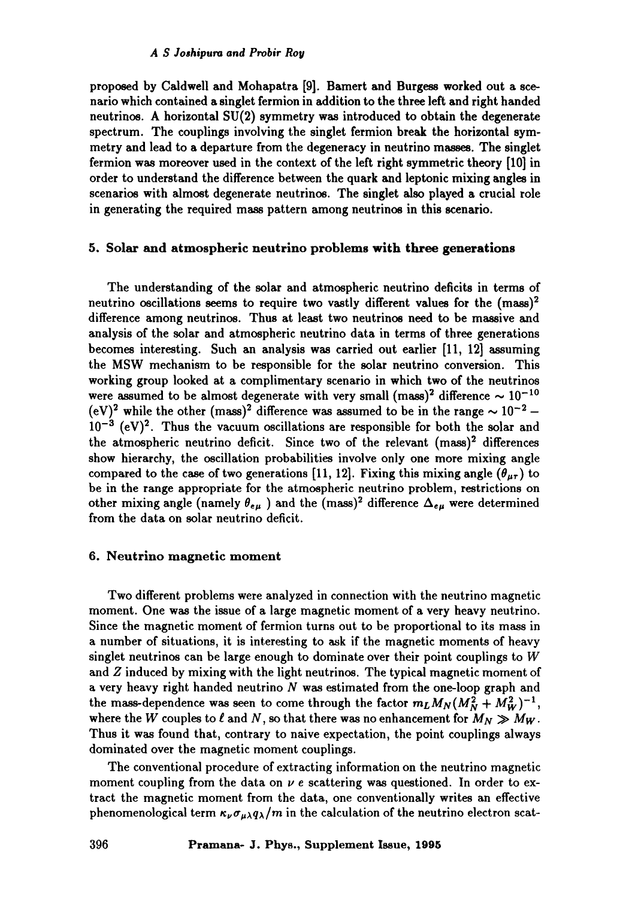proposed by Caldwell and Mohapatra [9]. Bamert and Burgess worked out a scenario which contained a singlet fermion in addition to the three left and right handed neutrinos. A horizontal SU(2) symmetry was introduced to obtain the degenerate spectrum. The couplings involving the singlet fermion break the horizontal symmetry and lead to a departure from the degeneracy in neutrino masses. The singlet fermion was moreover used in the context of the left right symmetric theory [10] in order to understand the difference between the quark and leptonic mixing angles in scenarios with almost degenerate neutrinos. The singlet also played a crucial role in generating the required mass pattern among neutrinos in this scenario.

## 5. Solar and atmospheric neutrino problems with three generations

The understanding of the solar and atmospheric neutrino deficits in terms of neutrino oscillations seems to require two vastly different values for the $(\text{mass})^2$ difference among neutrinos. Thus at least two neutrinos need to be massive and analysis of the solar and atmospheric neutrino data in terms of three generations becomes interesting. Such an analysis was carried out earlier [11, 12] assuming the MSW mechanism to be responsible for the solar neutrino conversion. This working group looked at a complimentary scenario in which two of the neutrinos were assumed to be almost degenerate with very small $(\text{mass})^2$ difference $\sim 10^{-10}$ $(\text{eV})^2$ while the other $(\text{mass})^2$ difference was assumed to be in the range $\sim 10^{-2} - 10^{-3}$ $(\text{eV})^2$. Thus the vacuum oscillations are responsible for both the solar and the atmospheric neutrino deficit. Since two of the relevant $(\text{mass})^2$ differences show hierarchy, the oscillation probabilities involve only one more mixing angle compared to the case of two generations [11, 12]. Fixing this mixing angle ($\theta_{\mu\tau}$) to be in the range appropriate for the atmospheric neutrino problem, restrictions on other mixing angle (namely $\theta_{e\mu}$ ) and the $(\text{mass})^2$ difference $\Delta_{e\mu}$ were determined from the data on solar neutrino deficit.

## 6. Neutrino magnetic moment

Two different problems were analyzed in connection with the neutrino magnetic moment. One was the issue of a large magnetic moment of a very heavy neutrino. Since the magnetic moment of fermion turns out to be proportional to its mass in a number of situations, it is interesting to ask if the magnetic moments of heavy singlet neutrinos can be large enough to dominate over their point couplings to $W$ and $Z$ induced by mixing with the light neutrinos. The typical magnetic moment of a very heavy right handed neutrino $N$ was estimated from the one-loop graph and the mass-dependence was seen to come through the factor $m_L M_N (M_N^2 + M_W^2)^{-1}$, where the $W$ couples to $\ell$ and $N$, so that there was no enhancement for $M_N \gg M_W$. Thus it was found that, contrary to naive expectation, the point couplings always dominated over the magnetic moment couplings.

The conventional procedure of extracting information on the neutrino magnetic moment coupling from the data on $\nu$ $e$ scattering was questioned. In order to extract the magnetic moment from the data, one conventionally writes an effective phenomenological term $\kappa_\nu \sigma_{\mu\lambda} q_\lambda / m$ in the calculation of the neutrino electron scat-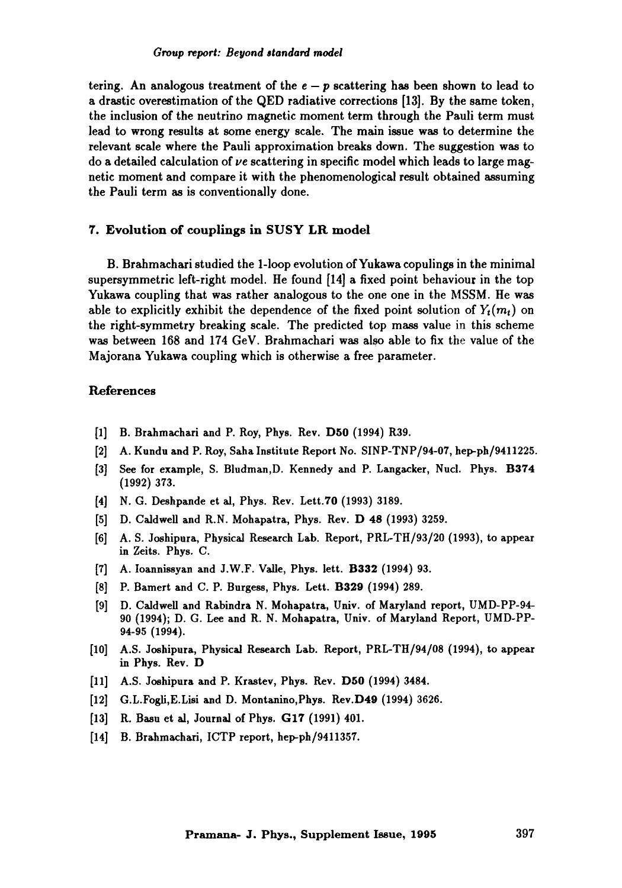tering. An analogous treatment of the $e - p$ scattering has been shown to lead to a drastic overestimation of the QED radiative corrections [13]. By the same token, the inclusion of the neutrino magnetic moment term through the Pauli term must lead to wrong results at some energy scale. The main issue was to determine the relevant scale where the Pauli approximation breaks down. The suggestion was to do a detailed calculation of $\nu e$ scattering in specific model which leads to large magnetic moment and compare it with the phenomenological result obtained assuming the Pauli term as is conventionally done.

## 7. Evolution of couplings in SUSY LR model

B. Brahmachari studied the 1-loop evolution of Yukawa copulings in the minimal supersymmetric left-right model. He found [14] a fixed point behaviour in the top Yukawa coupling that was rather analogous to the one one in the MSSM. He was able to explicitly exhibit the dependence of the fixed point solution of $Y_t(m_t)$ on the right-symmetry breaking scale. The predicted top mass value in this scheme was between 168 and 174 GeV. Brahmachari was also able to fix the value of the Majorana Yukawa coupling which is otherwise a free parameter.

## References

[1] B. Brahmachari and P. Roy, Phys. Rev. **D50** (1994) R39.

[2] A. Kundu and P. Roy, Saha Institute Report No. SINP-TNP/94-07, hep-ph/9411225.

[3] See for example, S. Bludman, D. Kennedy and P. Langacker, Nucl. Phys. **B374** (1992) 373.

[4] N. G. Deshpande et al, Phys. Rev. Lett.**70** (1993) 3189.

[5] D. Caldwell and R.N. Mohapatra, Phys. Rev. **D 48** (1993) 3259.

[6] A. S. Joshipura, Physical Research Lab. Report, PRL-TH/93/20 (1993), to appear in Zeits. Phys. C.

[7] A. Ioannissyan and J.W.F. Valle, Phys. lett. **B332** (1994) 93.

[8] P. Bamert and C. P. Burgess, Phys. Lett. **B329** (1994) 289.

[9] D. Caldwell and Rabindra N. Mohapatra, Univ. of Maryland report, UMD-PP-94-90 (1994); D. G. Lee and R. N. Mohapatra, Univ. of Maryland Report, UMD-PP-94-95 (1994).

[10] A.S. Joshipura, Physical Research Lab. Report, PRL-TH/94/08 (1994), to appear in Phys. Rev. **D**

[11] A.S. Joshipura and P. Krastev, Phys. Rev. **D50** (1994) 3484.

[12] G.L.Fogli,E.Lisi and D. Montanino,Phys. Rev.**D49** (1994) 3626.

[13] R. Basu et al, Journal of Phys. **G17** (1991) 401.

[14] B. Brahmachari, ICTP report, hep-ph/9411357.